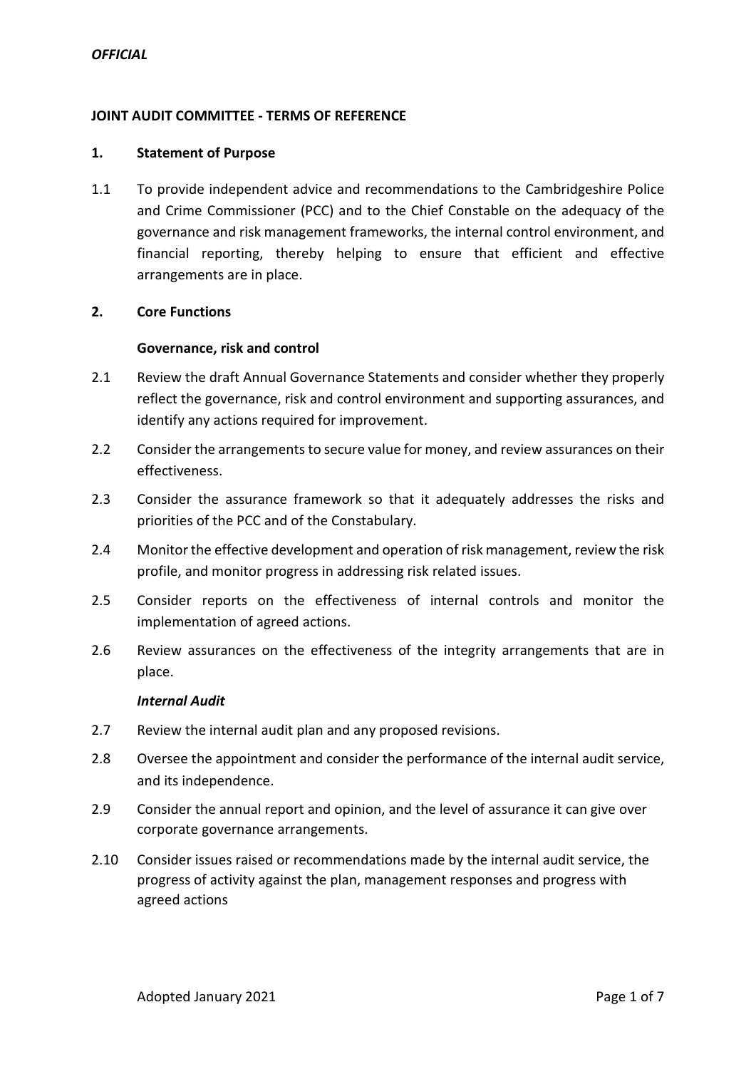*OFFICIAL*

# JOINT AUDIT COMMITTEE - TERMS OF REFERENCE

## 1. Statement of Purpose

1.1 To provide independent advice and recommendations to the Cambridgeshire Police and Crime Commissioner (PCC) and to the Chief Constable on the adequacy of the governance and risk management frameworks, the internal control environment, and financial reporting, thereby helping to ensure that efficient and effective arrangements are in place.

## 2. Core Functions

### Governance, risk and control

2.1 Review the draft Annual Governance Statements and consider whether they properly reflect the governance, risk and control environment and supporting assurances, and identify any actions required for improvement.

2.2 Consider the arrangements to secure value for money, and review assurances on their effectiveness.

2.3 Consider the assurance framework so that it adequately addresses the risks and priorities of the PCC and of the Constabulary.

2.4 Monitor the effective development and operation of risk management, review the risk profile, and monitor progress in addressing risk related issues.

2.5 Consider reports on the effectiveness of internal controls and monitor the implementation of agreed actions.

2.6 Review assurances on the effectiveness of the integrity arrangements that are in place.

### *Internal Audit*

2.7 Review the internal audit plan and any proposed revisions.

2.8 Oversee the appointment and consider the performance of the internal audit service, and its independence.

2.9 Consider the annual report and opinion, and the level of assurance it can give over corporate governance arrangements.

2.10 Consider issues raised or recommendations made by the internal audit service, the progress of activity against the plan, management responses and progress with agreed actions

Adopted January 2021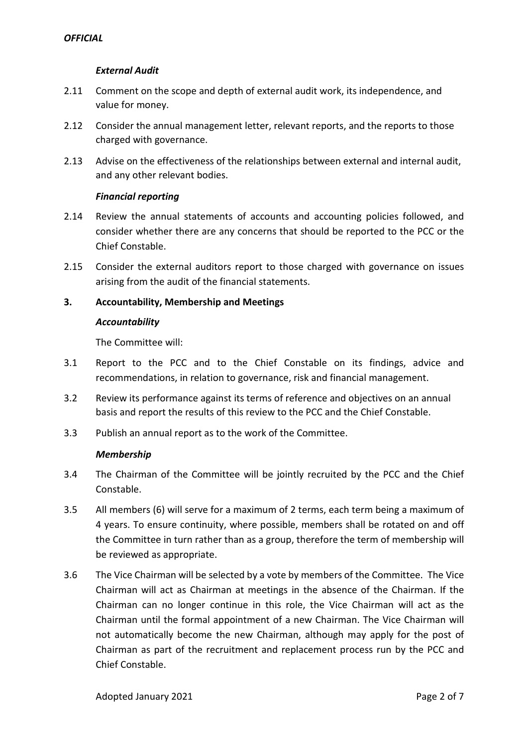### *External Audit*

2.11 Comment on the scope and depth of external audit work, its independence, and value for money.

2.12 Consider the annual management letter, relevant reports, and the reports to those charged with governance.

2.13 Advise on the effectiveness of the relationships between external and internal audit, and any other relevant bodies.

### *Financial reporting*

2.14 Review the annual statements of accounts and accounting policies followed, and consider whether there are any concerns that should be reported to the PCC or the Chief Constable.

2.15 Consider the external auditors report to those charged with governance on issues arising from the audit of the financial statements.

## 3. Accountability, Membership and Meetings

### *Accountability*

The Committee will:

3.1 Report to the PCC and to the Chief Constable on its findings, advice and recommendations, in relation to governance, risk and financial management.

3.2 Review its performance against its terms of reference and objectives on an annual basis and report the results of this review to the PCC and the Chief Constable.

3.3 Publish an annual report as to the work of the Committee.

### *Membership*

3.4 The Chairman of the Committee will be jointly recruited by the PCC and the Chief Constable.

3.5 All members (6) will serve for a maximum of 2 terms, each term being a maximum of 4 years. To ensure continuity, where possible, members shall be rotated on and off the Committee in turn rather than as a group, therefore the term of membership will be reviewed as appropriate.

3.6 The Vice Chairman will be selected by a vote by members of the Committee. The Vice Chairman will act as Chairman at meetings in the absence of the Chairman. If the Chairman can no longer continue in this role, the Vice Chairman will act as the Chairman until the formal appointment of a new Chairman. The Vice Chairman will not automatically become the new Chairman, although may apply for the post of Chairman as part of the recruitment and replacement process run by the PCC and Chief Constable.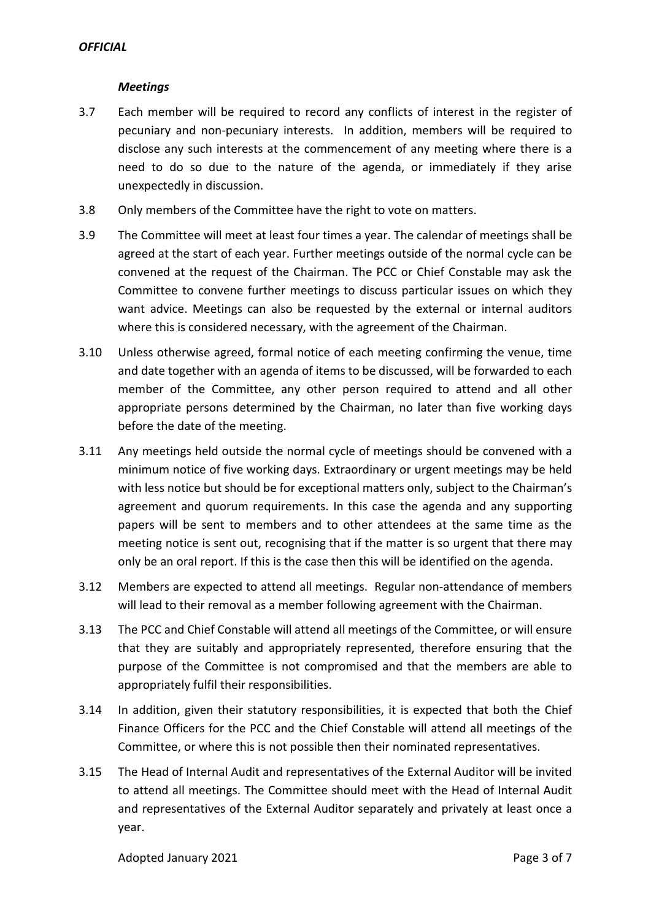### *Meetings*

3.7 Each member will be required to record any conflicts of interest in the register of pecuniary and non-pecuniary interests. In addition, members will be required to disclose any such interests at the commencement of any meeting where there is a need to do so due to the nature of the agenda, or immediately if they arise unexpectedly in discussion.

3.8 Only members of the Committee have the right to vote on matters.

3.9 The Committee will meet at least four times a year. The calendar of meetings shall be agreed at the start of each year. Further meetings outside of the normal cycle can be convened at the request of the Chairman. The PCC or Chief Constable may ask the Committee to convene further meetings to discuss particular issues on which they want advice. Meetings can also be requested by the external or internal auditors where this is considered necessary, with the agreement of the Chairman.

3.10 Unless otherwise agreed, formal notice of each meeting confirming the venue, time and date together with an agenda of items to be discussed, will be forwarded to each member of the Committee, any other person required to attend and all other appropriate persons determined by the Chairman, no later than five working days before the date of the meeting.

3.11 Any meetings held outside the normal cycle of meetings should be convened with a minimum notice of five working days. Extraordinary or urgent meetings may be held with less notice but should be for exceptional matters only, subject to the Chairman's agreement and quorum requirements. In this case the agenda and any supporting papers will be sent to members and to other attendees at the same time as the meeting notice is sent out, recognising that if the matter is so urgent that there may only be an oral report. If this is the case then this will be identified on the agenda.

3.12 Members are expected to attend all meetings. Regular non-attendance of members will lead to their removal as a member following agreement with the Chairman.

3.13 The PCC and Chief Constable will attend all meetings of the Committee, or will ensure that they are suitably and appropriately represented, therefore ensuring that the purpose of the Committee is not compromised and that the members are able to appropriately fulfil their responsibilities.

3.14 In addition, given their statutory responsibilities, it is expected that both the Chief Finance Officers for the PCC and the Chief Constable will attend all meetings of the Committee, or where this is not possible then their nominated representatives.

3.15 The Head of Internal Audit and representatives of the External Auditor will be invited to attend all meetings. The Committee should meet with the Head of Internal Audit and representatives of the External Auditor separately and privately at least once a year.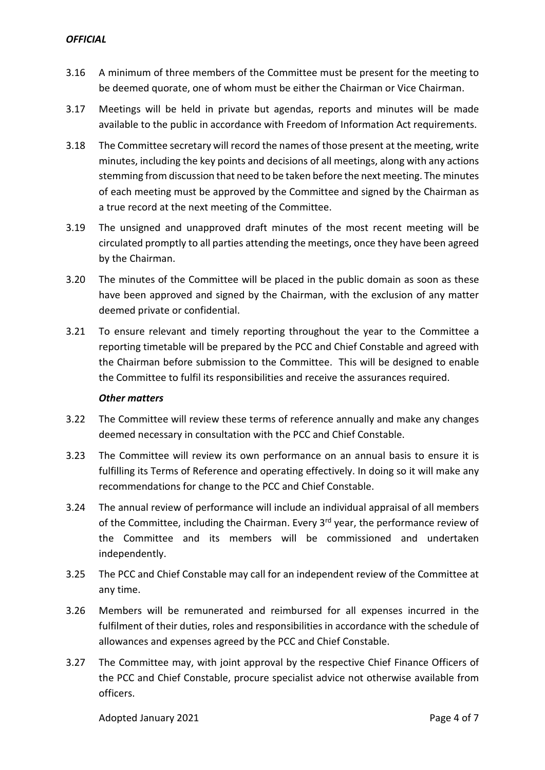3.16 A minimum of three members of the Committee must be present for the meeting to be deemed quorate, one of whom must be either the Chairman or Vice Chairman.

3.17 Meetings will be held in private but agendas, reports and minutes will be made available to the public in accordance with Freedom of Information Act requirements.

3.18 The Committee secretary will record the names of those present at the meeting, write minutes, including the key points and decisions of all meetings, along with any actions stemming from discussion that need to be taken before the next meeting. The minutes of each meeting must be approved by the Committee and signed by the Chairman as a true record at the next meeting of the Committee.

3.19 The unsigned and unapproved draft minutes of the most recent meeting will be circulated promptly to all parties attending the meetings, once they have been agreed by the Chairman.

3.20 The minutes of the Committee will be placed in the public domain as soon as these have been approved and signed by the Chairman, with the exclusion of any matter deemed private or confidential.

3.21 To ensure relevant and timely reporting throughout the year to the Committee a reporting timetable will be prepared by the PCC and Chief Constable and agreed with the Chairman before submission to the Committee. This will be designed to enable the Committee to fulfil its responsibilities and receive the assurances required.

***Other matters***

3.22 The Committee will review these terms of reference annually and make any changes deemed necessary in consultation with the PCC and Chief Constable.

3.23 The Committee will review its own performance on an annual basis to ensure it is fulfilling its Terms of Reference and operating effectively. In doing so it will make any recommendations for change to the PCC and Chief Constable.

3.24 The annual review of performance will include an individual appraisal of all members of the Committee, including the Chairman. Every 3rd year, the performance review of the Committee and its members will be commissioned and undertaken independently.

3.25 The PCC and Chief Constable may call for an independent review of the Committee at any time.

3.26 Members will be remunerated and reimbursed for all expenses incurred in the fulfilment of their duties, roles and responsibilities in accordance with the schedule of allowances and expenses agreed by the PCC and Chief Constable.

3.27 The Committee may, with joint approval by the respective Chief Finance Officers of the PCC and Chief Constable, procure specialist advice not otherwise available from officers.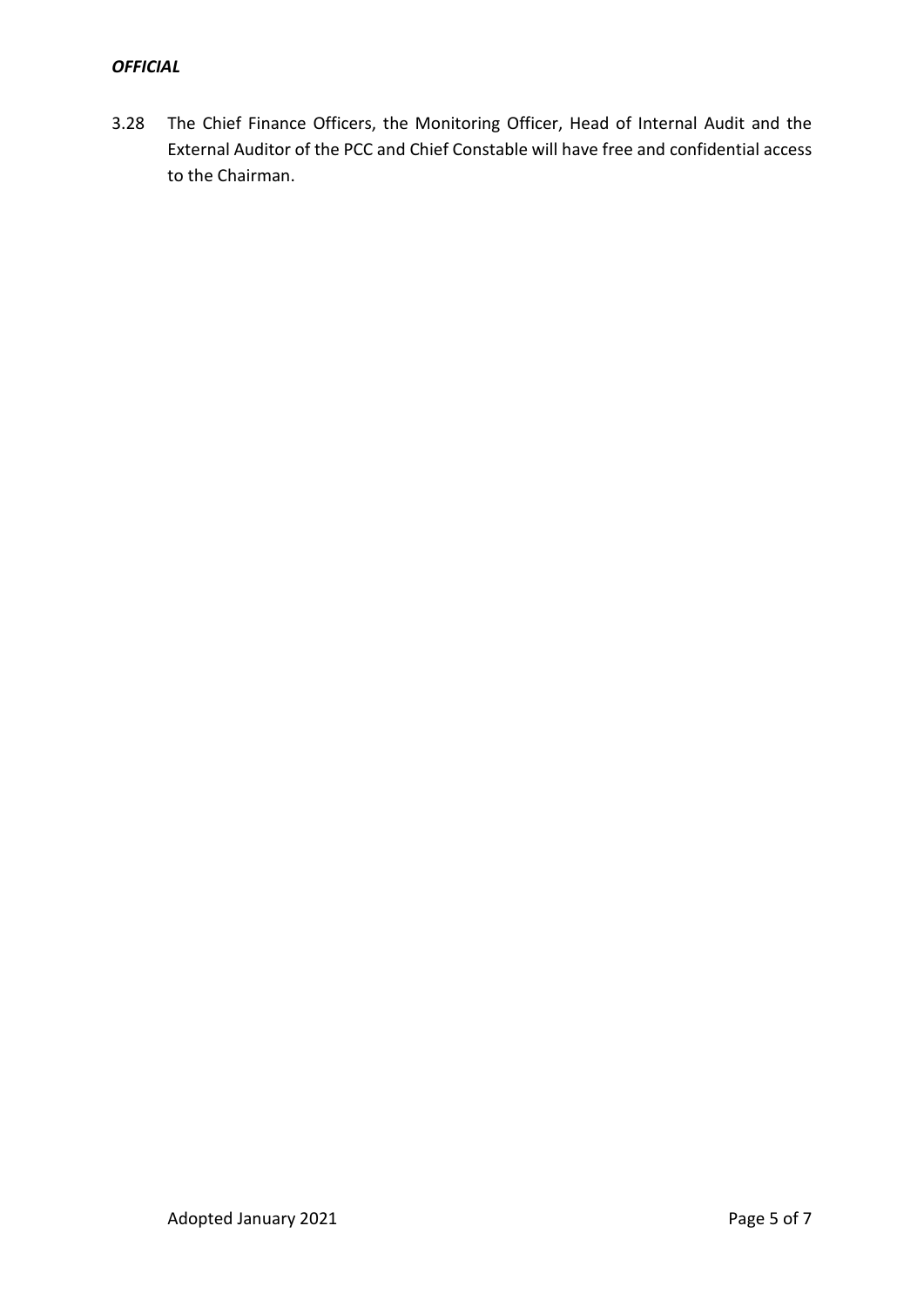3.28 The Chief Finance Officers, the Monitoring Officer, Head of Internal Audit and the External Auditor of the PCC and Chief Constable will have free and confidential access to the Chairman.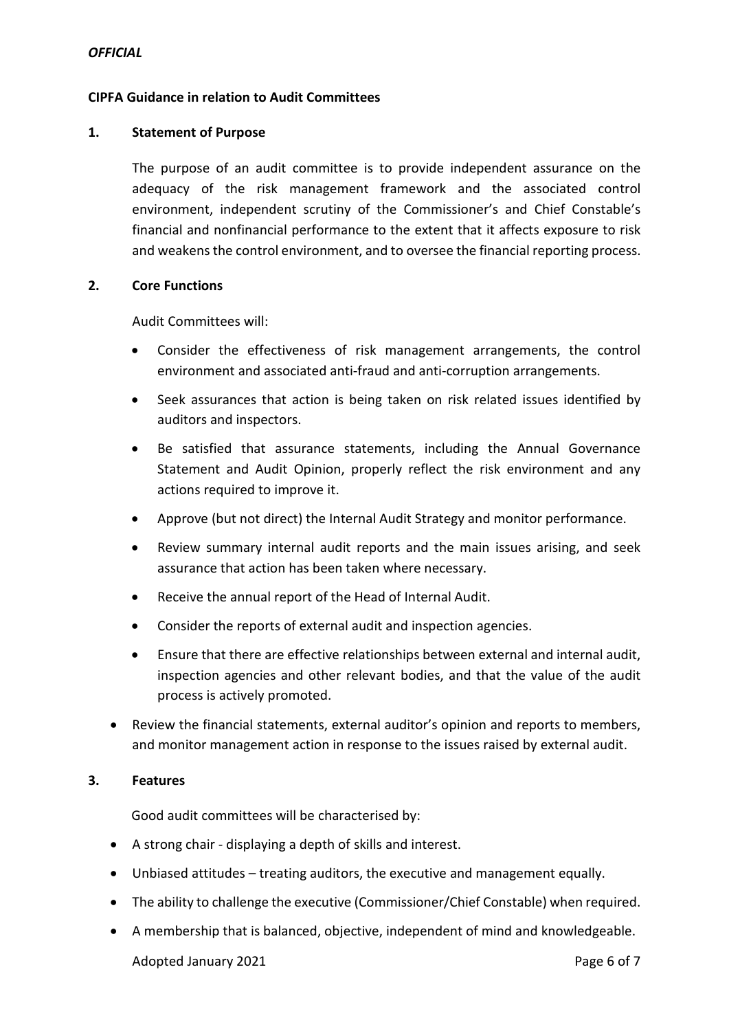**CIPFA Guidance in relation to Audit Committees**

## 1. Statement of Purpose

The purpose of an audit committee is to provide independent assurance on the adequacy of the risk management framework and the associated control environment, independent scrutiny of the Commissioner's and Chief Constable's financial and nonfinancial performance to the extent that it affects exposure to risk and weakens the control environment, and to oversee the financial reporting process.

## 2. Core Functions

Audit Committees will:

- Consider the effectiveness of risk management arrangements, the control environment and associated anti-fraud and anti-corruption arrangements.
- Seek assurances that action is being taken on risk related issues identified by auditors and inspectors.
- Be satisfied that assurance statements, including the Annual Governance Statement and Audit Opinion, properly reflect the risk environment and any actions required to improve it.
- Approve (but not direct) the Internal Audit Strategy and monitor performance.
- Review summary internal audit reports and the main issues arising, and seek assurance that action has been taken where necessary.
- Receive the annual report of the Head of Internal Audit.
- Consider the reports of external audit and inspection agencies.
- Ensure that there are effective relationships between external and internal audit, inspection agencies and other relevant bodies, and that the value of the audit process is actively promoted.
- Review the financial statements, external auditor's opinion and reports to members, and monitor management action in response to the issues raised by external audit.

## 3. Features

Good audit committees will be characterised by:

- A strong chair - displaying a depth of skills and interest.
- Unbiased attitudes – treating auditors, the executive and management equally.
- The ability to challenge the executive (Commissioner/Chief Constable) when required.
- A membership that is balanced, objective, independent of mind and knowledgeable.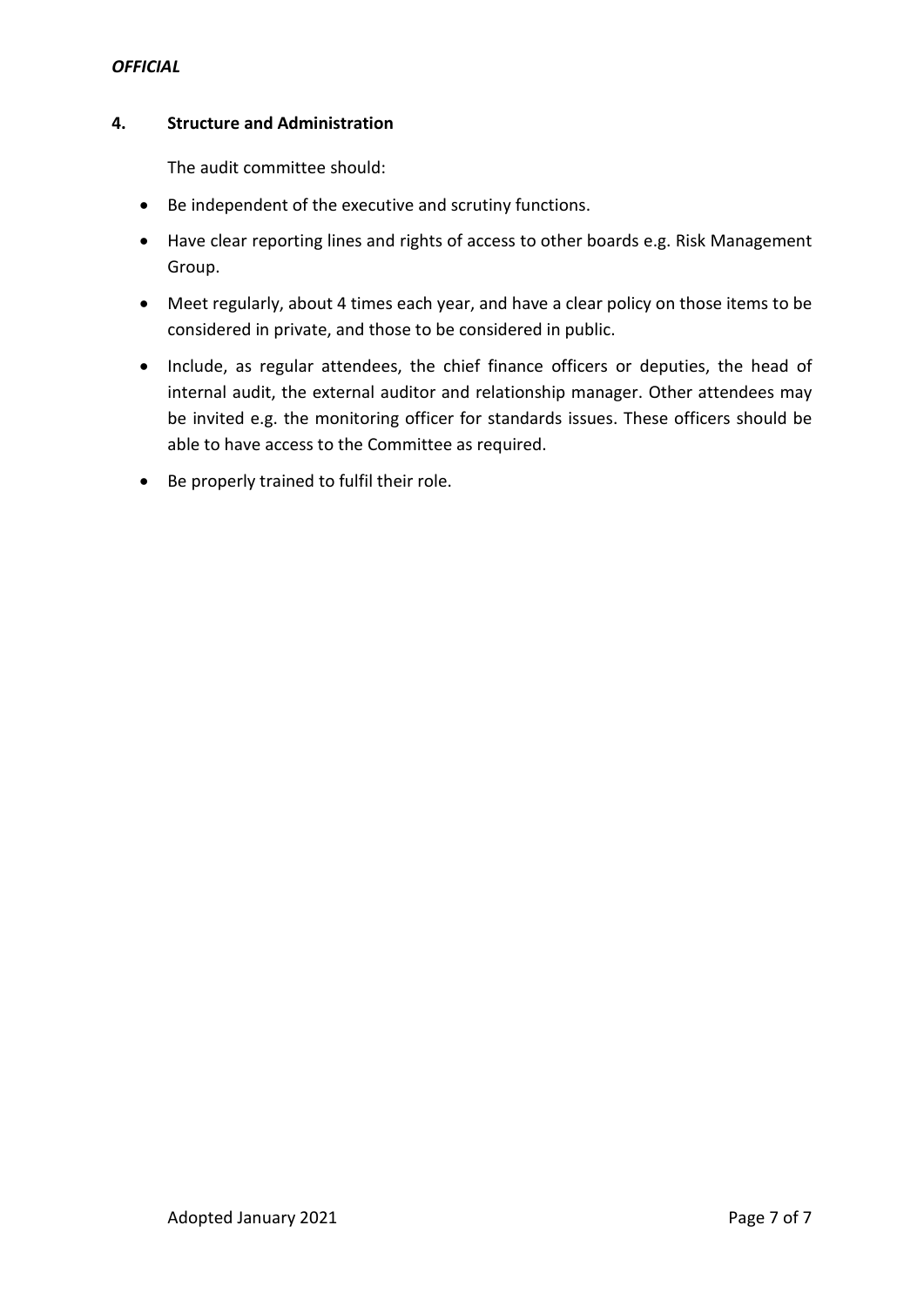## 4. Structure and Administration

The audit committee should:

- Be independent of the executive and scrutiny functions.
- Have clear reporting lines and rights of access to other boards e.g. Risk Management Group.
- Meet regularly, about 4 times each year, and have a clear policy on those items to be considered in private, and those to be considered in public.
- Include, as regular attendees, the chief finance officers or deputies, the head of internal audit, the external auditor and relationship manager. Other attendees may be invited e.g. the monitoring officer for standards issues. These officers should be able to have access to the Committee as required.
- Be properly trained to fulfil their role.